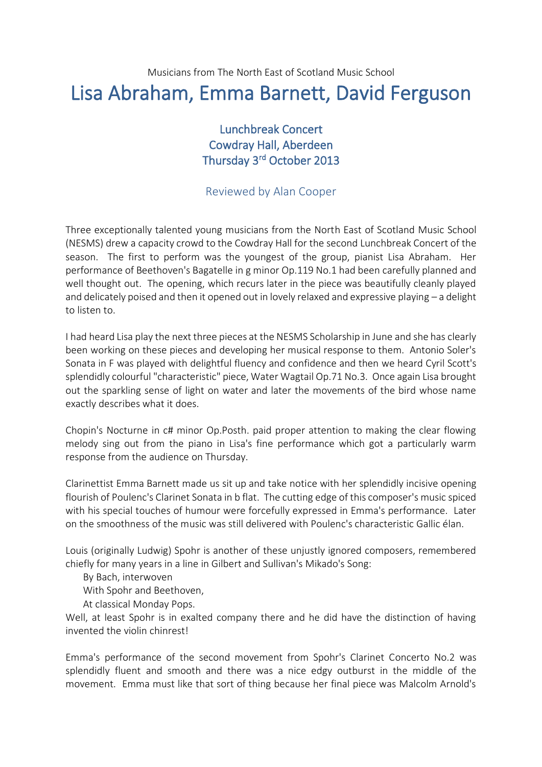Musicians from The North East of Scotland Music School

# Lisa Abraham, Emma Barnett, David Ferguson

## Lunchbreak Concert
## Cowdray Hall, Aberdeen
## Thursday 3rd October 2013

### Reviewed by Alan Cooper

Three exceptionally talented young musicians from the North East of Scotland Music School (NESMS) drew a capacity crowd to the Cowdray Hall for the second Lunchbreak Concert of the season. The first to perform was the youngest of the group, pianist Lisa Abraham. Her performance of Beethoven's Bagatelle in g minor Op.119 No.1 had been carefully planned and well thought out. The opening, which recurs later in the piece was beautifully cleanly played and delicately poised and then it opened out in lovely relaxed and expressive playing – a delight to listen to.

I had heard Lisa play the next three pieces at the NESMS Scholarship in June and she has clearly been working on these pieces and developing her musical response to them. Antonio Soler's Sonata in F was played with delightful fluency and confidence and then we heard Cyril Scott's splendidly colourful "characteristic" piece, Water Wagtail Op.71 No.3. Once again Lisa brought out the sparkling sense of light on water and later the movements of the bird whose name exactly describes what it does.

Chopin's Nocturne in c# minor Op.Posth. paid proper attention to making the clear flowing melody sing out from the piano in Lisa's fine performance which got a particularly warm response from the audience on Thursday.

Clarinettist Emma Barnett made us sit up and take notice with her splendidly incisive opening flourish of Poulenc's Clarinet Sonata in b flat. The cutting edge of this composer's music spiced with his special touches of humour were forcefully expressed in Emma's performance. Later on the smoothness of the music was still delivered with Poulenc's characteristic Gallic élan.

Louis (originally Ludwig) Spohr is another of these unjustly ignored composers, remembered chiefly for many years in a line in Gilbert and Sullivan's Mikado's Song:

> By Bach, interwoven
> With Spohr and Beethoven,
> At classical Monday Pops.

Well, at least Spohr is in exalted company there and he did have the distinction of having invented the violin chinrest!

Emma's performance of the second movement from Spohr's Clarinet Concerto No.2 was splendidly fluent and smooth and there was a nice edgy outburst in the middle of the movement. Emma must like that sort of thing because her final piece was Malcolm Arnold's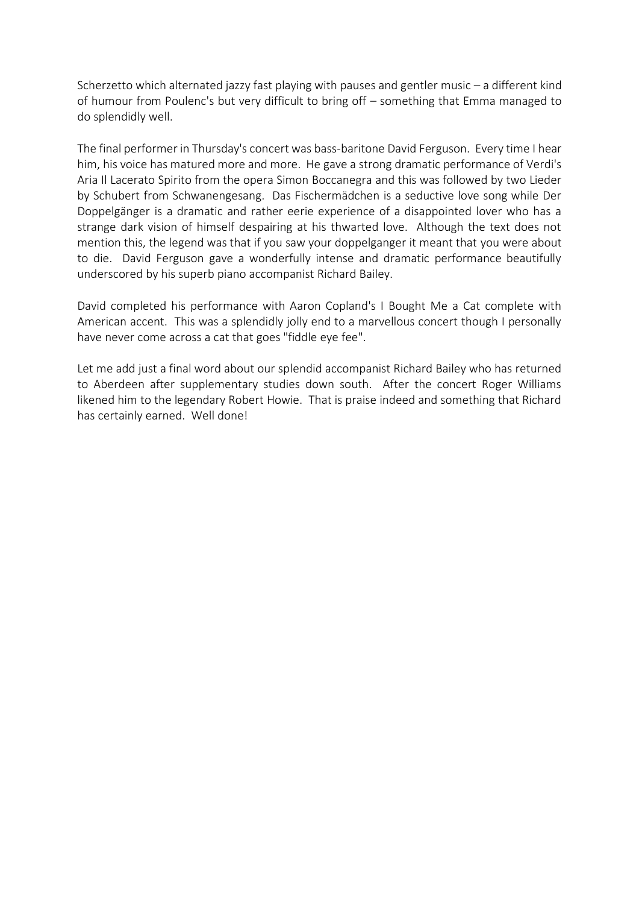Scherzetto which alternated jazzy fast playing with pauses and gentler music – a different kind of humour from Poulenc's but very difficult to bring off – something that Emma managed to do splendidly well.

The final performer in Thursday's concert was bass-baritone David Ferguson. Every time I hear him, his voice has matured more and more. He gave a strong dramatic performance of Verdi's Aria Il Lacerato Spirito from the opera Simon Boccanegra and this was followed by two Lieder by Schubert from Schwanengesang. Das Fischermädchen is a seductive love song while Der Doppelgänger is a dramatic and rather eerie experience of a disappointed lover who has a strange dark vision of himself despairing at his thwarted love. Although the text does not mention this, the legend was that if you saw your doppelganger it meant that you were about to die. David Ferguson gave a wonderfully intense and dramatic performance beautifully underscored by his superb piano accompanist Richard Bailey.

David completed his performance with Aaron Copland's I Bought Me a Cat complete with American accent. This was a splendidly jolly end to a marvellous concert though I personally have never come across a cat that goes "fiddle eye fee".

Let me add just a final word about our splendid accompanist Richard Bailey who has returned to Aberdeen after supplementary studies down south. After the concert Roger Williams likened him to the legendary Robert Howie. That is praise indeed and something that Richard has certainly earned. Well done!